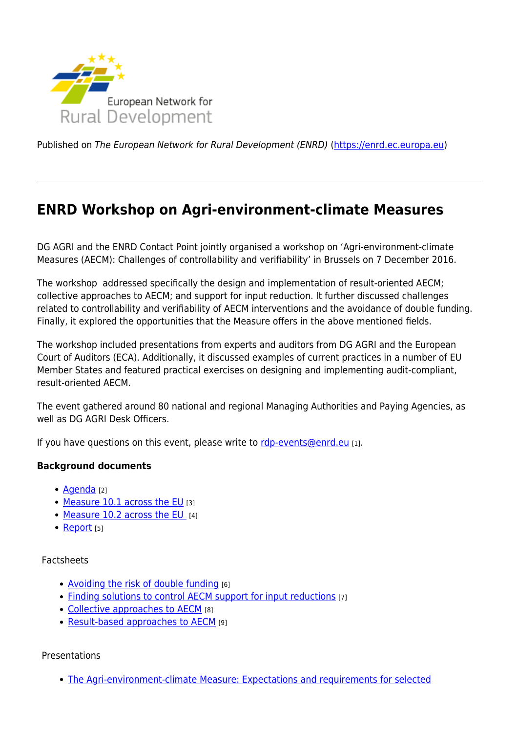European Network for Rural Development

Published on *The European Network for Rural Development (ENRD)* (https://enrd.ec.europa.eu)

---

# ENRD Workshop on Agri-environment-climate Measures

DG AGRI and the ENRD Contact Point jointly organised a workshop on 'Agri-environment-climate Measures (AECM): Challenges of controllability and verifiability' in Brussels on 7 December 2016.

The workshop addressed specifically the design and implementation of result-oriented AECM; collective approaches to AECM; and support for input reduction. It further discussed challenges related to controllability and verifiability of AECM interventions and the avoidance of double funding. Finally, it explored the opportunities that the Measure offers in the above mentioned fields.

The workshop included presentations from experts and auditors from DG AGRI and the European Court of Auditors (ECA). Additionally, it discussed examples of current practices in a number of EU Member States and featured practical exercises on designing and implementing audit-compliant, result-oriented AECM.

The event gathered around 80 national and regional Managing Authorities and Paying Agencies, as well as DG AGRI Desk Officers.

If you have questions on this event, please write to rdp-events@enrd.eu [1].

**Background documents**

- Agenda [2]
- Measure 10.1 across the EU [3]
- Measure 10.2 across the EU [4]
- Report [5]

Factsheets

- Avoiding the risk of double funding [6]
- Finding solutions to control AECM support for input reductions [7]
- Collective approaches to AECM [8]
- Result-based approaches to AECM [9]

Presentations

- The Agri-environment-climate Measure: Expectations and requirements for selected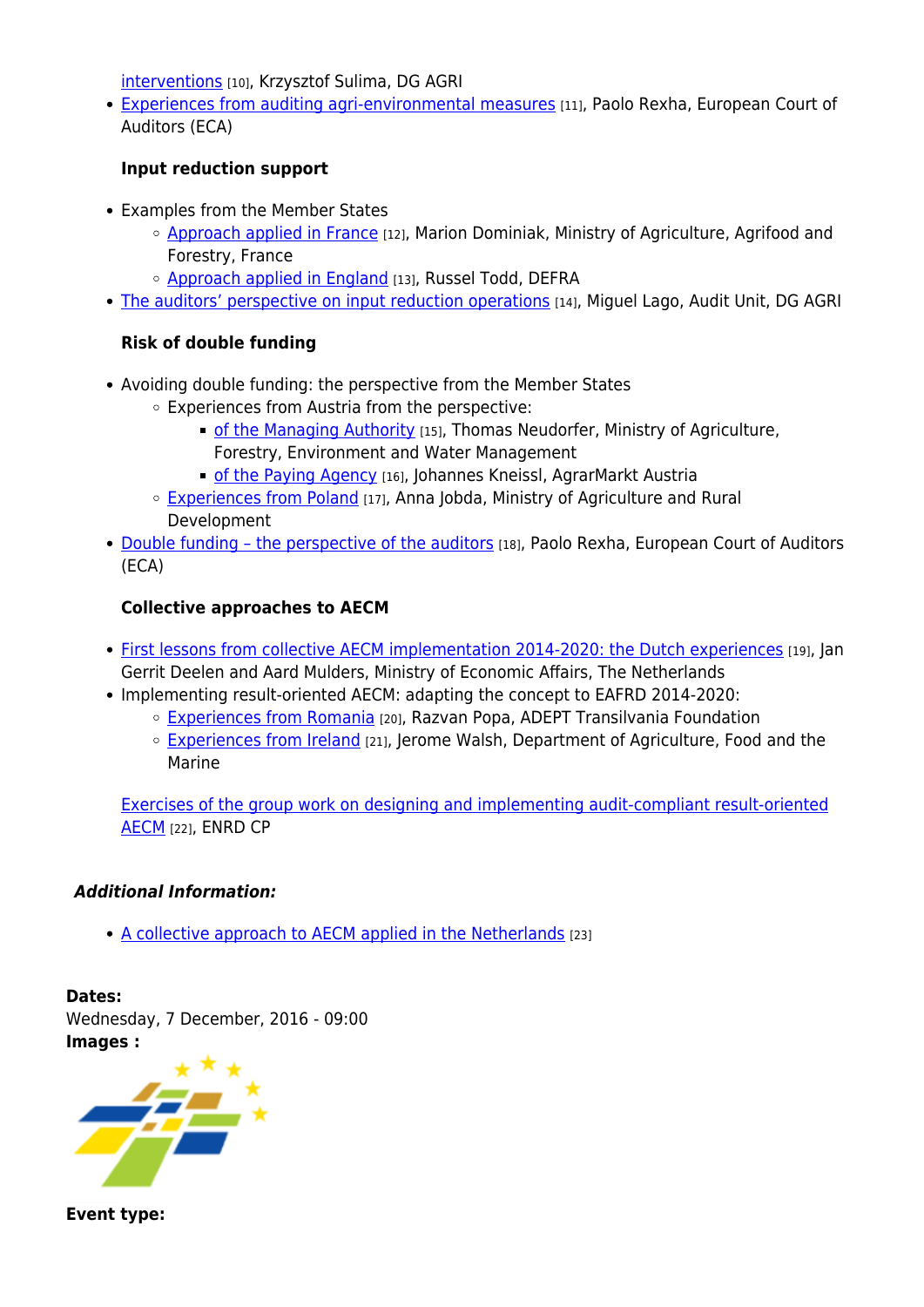interventions [10], Krzysztof Sulima, DG AGRI

- Experiences from auditing agri-environmental measures [11], Paolo Rexha, European Court of Auditors (ECA)

**Input reduction support**

- Examples from the Member States
    - Approach applied in France [12], Marion Dominiak, Ministry of Agriculture, Agrifood and Forestry, France
    - Approach applied in England [13], Russel Todd, DEFRA
- The auditors' perspective on input reduction operations [14], Miguel Lago, Audit Unit, DG AGRI

**Risk of double funding**

- Avoiding double funding: the perspective from the Member States
    - Experiences from Austria from the perspective:
        - of the Managing Authority [15], Thomas Neudorfer, Ministry of Agriculture, Forestry, Environment and Water Management
        - of the Paying Agency [16], Johannes Kneissl, AgrarMarkt Austria
    - Experiences from Poland [17], Anna Jobda, Ministry of Agriculture and Rural Development
- Double funding – the perspective of the auditors [18], Paolo Rexha, European Court of Auditors (ECA)

**Collective approaches to AECM**

- First lessons from collective AECM implementation 2014-2020: the Dutch experiences [19], Jan Gerrit Deelen and Aard Mulders, Ministry of Economic Affairs, The Netherlands
- Implementing result-oriented AECM: adapting the concept to EAFRD 2014-2020:
    - Experiences from Romania [20], Razvan Popa, ADEPT Transilvania Foundation
    - Experiences from Ireland [21], Jerome Walsh, Department of Agriculture, Food and the Marine

Exercises of the group work on designing and implementing audit-compliant result-oriented AECM [22], ENRD CP

***Additional Information:***

- A collective approach to AECM applied in the Netherlands [23]

**Dates:**
Wednesday, 7 December, 2016 - 09:00
**Images :**

**Event type:**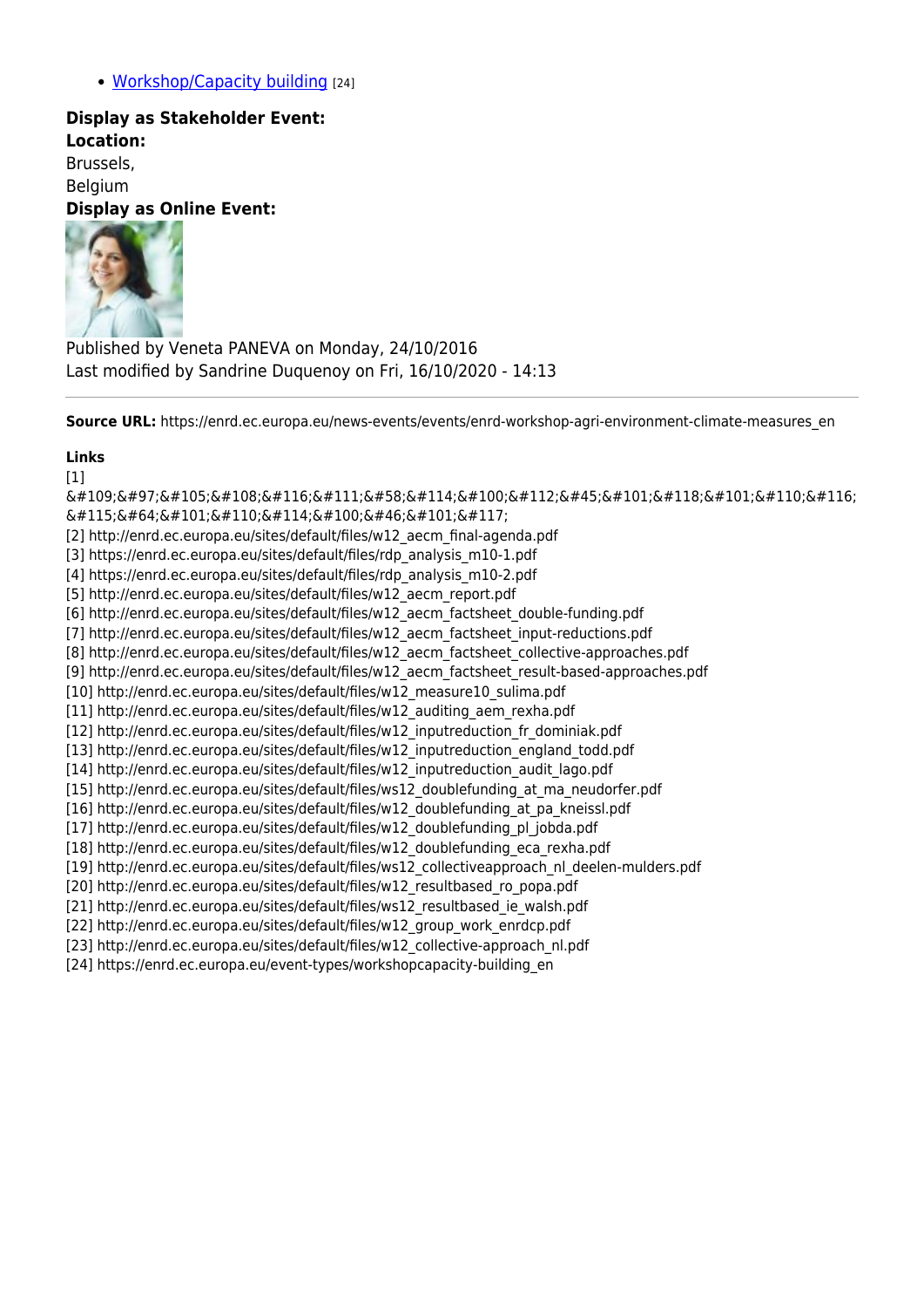- Workshop/Capacity building [24]

**Display as Stakeholder Event:**
**Location:**
Brussels,
Belgium
**Display as Online Event:**

Published by Veneta PANEVA on Monday, 24/10/2016
Last modified by Sandrine Duquenoy on Fri, 16/10/2020 - 14:13

---

**Source URL:** https://enrd.ec.europa.eu/news-events/events/enrd-workshop-agri-environment-climate-measures_en

**Links**
[1]
&#109;&#97;&#105;&#108;&#116;&#111;&#58;&#114;&#100;&#112;&#45;&#101;&#118;&#101;&#110;&#116;&#115;&#64;&#101;&#110;&#114;&#100;&#46;&#101;&#117;
[2] http://enrd.ec.europa.eu/sites/default/files/w12_aecm_final-agenda.pdf
[3] https://enrd.ec.europa.eu/sites/default/files/rdp_analysis_m10-1.pdf
[4] https://enrd.ec.europa.eu/sites/default/files/rdp_analysis_m10-2.pdf
[5] http://enrd.ec.europa.eu/sites/default/files/w12_aecm_report.pdf
[6] http://enrd.ec.europa.eu/sites/default/files/w12_aecm_factsheet_double-funding.pdf
[7] http://enrd.ec.europa.eu/sites/default/files/w12_aecm_factsheet_input-reductions.pdf
[8] http://enrd.ec.europa.eu/sites/default/files/w12_aecm_factsheet_collective-approaches.pdf
[9] http://enrd.ec.europa.eu/sites/default/files/w12_aecm_factsheet_result-based-approaches.pdf
[10] http://enrd.ec.europa.eu/sites/default/files/w12_measure10_sulima.pdf
[11] http://enrd.ec.europa.eu/sites/default/files/w12_auditing_aem_rexha.pdf
[12] http://enrd.ec.europa.eu/sites/default/files/w12_inputreduction_fr_dominiak.pdf
[13] http://enrd.ec.europa.eu/sites/default/files/w12_inputreduction_england_todd.pdf
[14] http://enrd.ec.europa.eu/sites/default/files/w12_inputreduction_audit_lago.pdf
[15] http://enrd.ec.europa.eu/sites/default/files/ws12_doublefunding_at_ma_neudorfer.pdf
[16] http://enrd.ec.europa.eu/sites/default/files/w12_doublefunding_at_pa_kneissl.pdf
[17] http://enrd.ec.europa.eu/sites/default/files/w12_doublefunding_pl_jobda.pdf
[18] http://enrd.ec.europa.eu/sites/default/files/w12_doublefunding_eca_rexha.pdf
[19] http://enrd.ec.europa.eu/sites/default/files/ws12_collectiveapproach_nl_deelen-mulders.pdf
[20] http://enrd.ec.europa.eu/sites/default/files/w12_resultbased_ro_popa.pdf
[21] http://enrd.ec.europa.eu/sites/default/files/ws12_resultbased_ie_walsh.pdf
[22] http://enrd.ec.europa.eu/sites/default/files/w12_group_work_enrdcp.pdf
[23] http://enrd.ec.europa.eu/sites/default/files/w12_collective-approach_nl.pdf
[24] https://enrd.ec.europa.eu/event-types/workshopcapacity-building_en